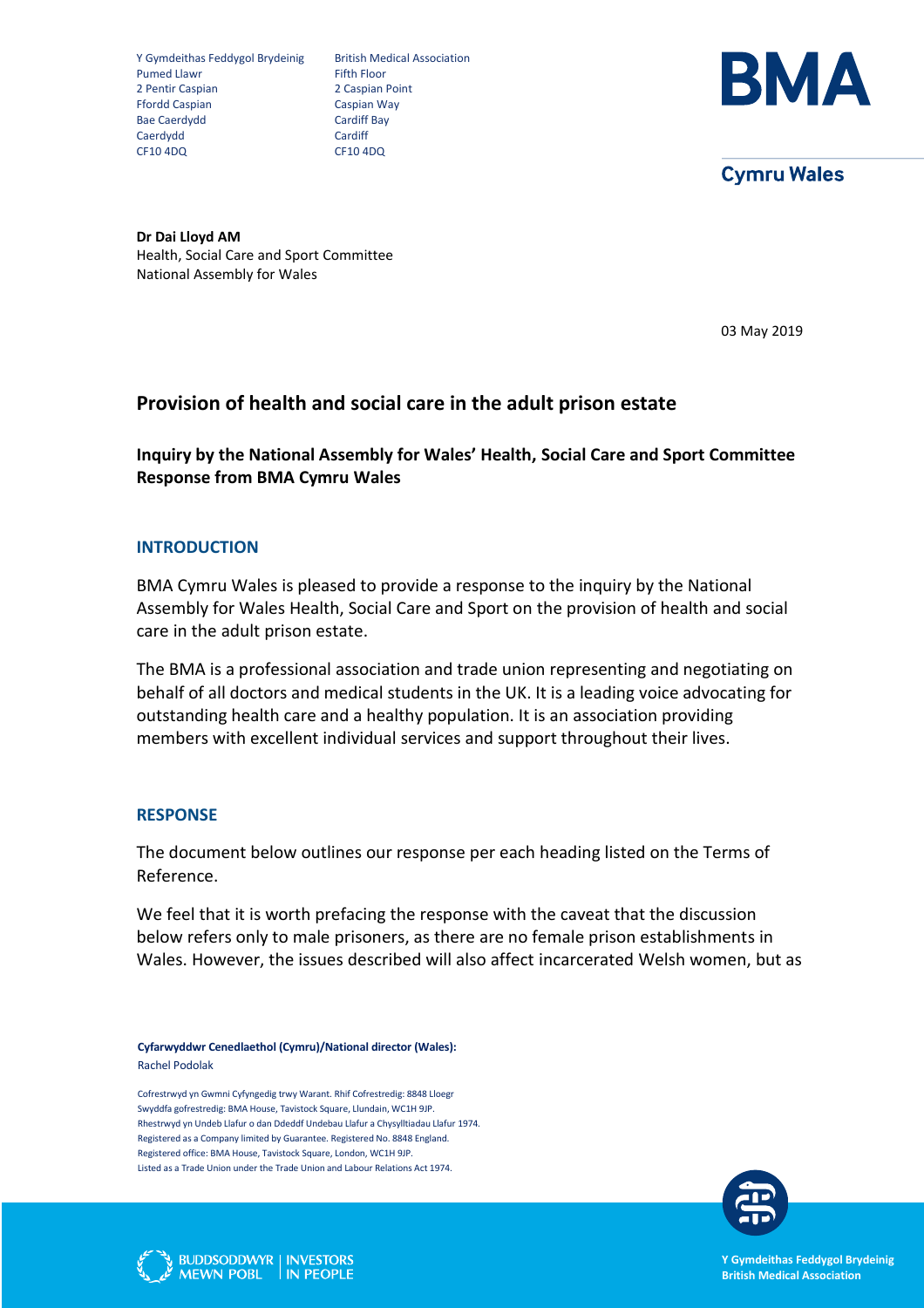Y Gymdeithas Feddygol Brydeinig
Pumed Llawr
2 Pentir Caspian
Ffordd Caspian
Bae Caerdydd
Caerdydd
CF10 4DQ

British Medical Association
Fifth Floor
2 Caspian Point
Caspian Way
Cardiff Bay
Cardiff
CF10 4DQ

BMA

Cymru Wales

**Dr Dai Lloyd AM**
Health, Social Care and Sport Committee
National Assembly for Wales

03 May 2019

## Provision of health and social care in the adult prison estate

**Inquiry by the National Assembly for Wales' Health, Social Care and Sport Committee Response from BMA Cymru Wales**

### INTRODUCTION

BMA Cymru Wales is pleased to provide a response to the inquiry by the National Assembly for Wales Health, Social Care and Sport on the provision of health and social care in the adult prison estate.

The BMA is a professional association and trade union representing and negotiating on behalf of all doctors and medical students in the UK. It is a leading voice advocating for outstanding health care and a healthy population. It is an association providing members with excellent individual services and support throughout their lives.

### RESPONSE

The document below outlines our response per each heading listed on the Terms of Reference.

We feel that it is worth prefacing the response with the caveat that the discussion below refers only to male prisoners, as there are no female prison establishments in Wales. However, the issues described will also affect incarcerated Welsh women, but as

**Cyfarwyddwr Cenedlaethol (Cymru)/National director (Wales):**
Rachel Podolak

Cofrestrwyd yn Gwmni Cyfyngedig trwy Warant. Rhif Cofrestredig: 8848 Lloegr
Swyddfa gofrestredig: BMA House, Tavistock Square, Llundain, WC1H 9JP.
Rhestrwyd yn Undeb Llafur o dan Ddeddf Undebau Llafur a Chysylltiadau Llafur 1974.
Registered as a Company limited by Guarantee. Registered No. 8848 England.
Registered office: BMA House, Tavistock Square, London, WC1H 9JP.
Listed as a Trade Union under the Trade Union and Labour Relations Act 1974.

BUDDSODDWYR MEWN POBL | INVESTORS IN PEOPLE

**Y Gymdeithas Feddygol Brydeinig**
**British Medical Association**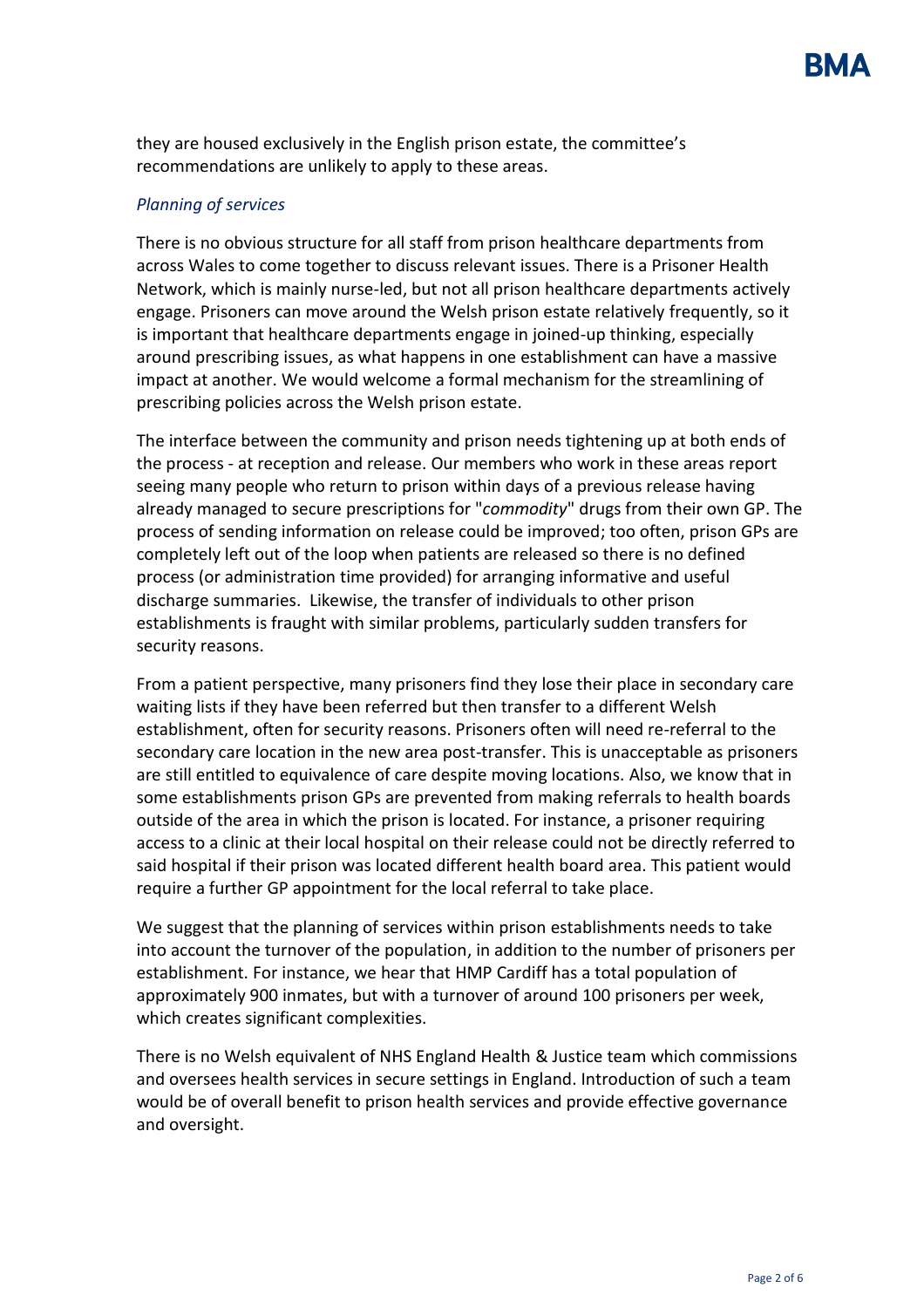they are housed exclusively in the English prison estate, the committee's recommendations are unlikely to apply to these areas.

*Planning of services*

There is no obvious structure for all staff from prison healthcare departments from across Wales to come together to discuss relevant issues. There is a Prisoner Health Network, which is mainly nurse-led, but not all prison healthcare departments actively engage. Prisoners can move around the Welsh prison estate relatively frequently, so it is important that healthcare departments engage in joined-up thinking, especially around prescribing issues, as what happens in one establishment can have a massive impact at another. We would welcome a formal mechanism for the streamlining of prescribing policies across the Welsh prison estate.

The interface between the community and prison needs tightening up at both ends of the process - at reception and release. Our members who work in these areas report seeing many people who return to prison within days of a previous release having already managed to secure prescriptions for "*commodity*" drugs from their own GP. The process of sending information on release could be improved; too often, prison GPs are completely left out of the loop when patients are released so there is no defined process (or administration time provided) for arranging informative and useful discharge summaries. Likewise, the transfer of individuals to other prison establishments is fraught with similar problems, particularly sudden transfers for security reasons.

From a patient perspective, many prisoners find they lose their place in secondary care waiting lists if they have been referred but then transfer to a different Welsh establishment, often for security reasons. Prisoners often will need re-referral to the secondary care location in the new area post-transfer. This is unacceptable as prisoners are still entitled to equivalence of care despite moving locations. Also, we know that in some establishments prison GPs are prevented from making referrals to health boards outside of the area in which the prison is located. For instance, a prisoner requiring access to a clinic at their local hospital on their release could not be directly referred to said hospital if their prison was located different health board area. This patient would require a further GP appointment for the local referral to take place.

We suggest that the planning of services within prison establishments needs to take into account the turnover of the population, in addition to the number of prisoners per establishment. For instance, we hear that HMP Cardiff has a total population of approximately 900 inmates, but with a turnover of around 100 prisoners per week, which creates significant complexities.

There is no Welsh equivalent of NHS England Health & Justice team which commissions and oversees health services in secure settings in England. Introduction of such a team would be of overall benefit to prison health services and provide effective governance and oversight.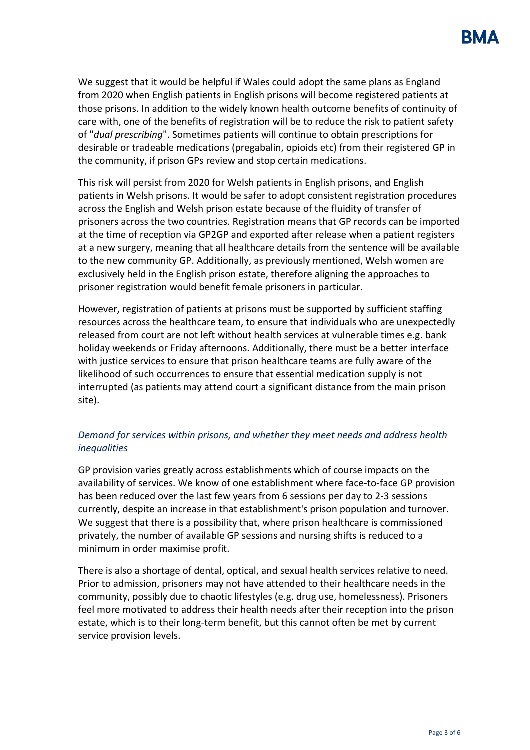We suggest that it would be helpful if Wales could adopt the same plans as England from 2020 when English patients in English prisons will become registered patients at those prisons. In addition to the widely known health outcome benefits of continuity of care with, one of the benefits of registration will be to reduce the risk to patient safety of "*dual prescribing*". Sometimes patients will continue to obtain prescriptions for desirable or tradeable medications (pregabalin, opioids etc) from their registered GP in the community, if prison GPs review and stop certain medications.

This risk will persist from 2020 for Welsh patients in English prisons, and English patients in Welsh prisons. It would be safer to adopt consistent registration procedures across the English and Welsh prison estate because of the fluidity of transfer of prisoners across the two countries. Registration means that GP records can be imported at the time of reception via GP2GP and exported after release when a patient registers at a new surgery, meaning that all healthcare details from the sentence will be available to the new community GP. Additionally, as previously mentioned, Welsh women are exclusively held in the English prison estate, therefore aligning the approaches to prisoner registration would benefit female prisoners in particular.

However, registration of patients at prisons must be supported by sufficient staffing resources across the healthcare team, to ensure that individuals who are unexpectedly released from court are not left without health services at vulnerable times e.g. bank holiday weekends or Friday afternoons. Additionally, there must be a better interface with justice services to ensure that prison healthcare teams are fully aware of the likelihood of such occurrences to ensure that essential medication supply is not interrupted (as patients may attend court a significant distance from the main prison site).

### *Demand for services within prisons, and whether they meet needs and address health inequalities*

GP provision varies greatly across establishments which of course impacts on the availability of services. We know of one establishment where face-to-face GP provision has been reduced over the last few years from 6 sessions per day to 2-3 sessions currently, despite an increase in that establishment's prison population and turnover. We suggest that there is a possibility that, where prison healthcare is commissioned privately, the number of available GP sessions and nursing shifts is reduced to a minimum in order maximise profit.

There is also a shortage of dental, optical, and sexual health services relative to need. Prior to admission, prisoners may not have attended to their healthcare needs in the community, possibly due to chaotic lifestyles (e.g. drug use, homelessness). Prisoners feel more motivated to address their health needs after their reception into the prison estate, which is to their long-term benefit, but this cannot often be met by current service provision levels.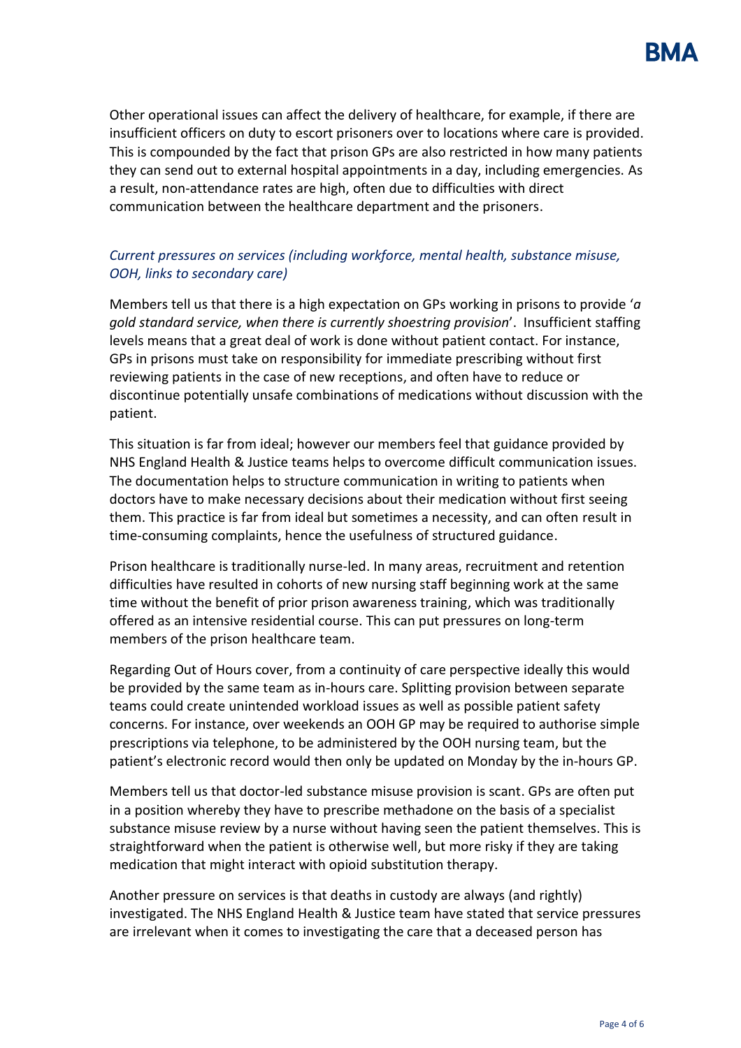Other operational issues can affect the delivery of healthcare, for example, if there are insufficient officers on duty to escort prisoners over to locations where care is provided. This is compounded by the fact that prison GPs are also restricted in how many patients they can send out to external hospital appointments in a day, including emergencies. As a result, non-attendance rates are high, often due to difficulties with direct communication between the healthcare department and the prisoners.

*Current pressures on services (including workforce, mental health, substance misuse, OOH, links to secondary care)*

Members tell us that there is a high expectation on GPs working in prisons to provide '*a gold standard service, when there is currently shoestring provision*'. Insufficient staffing levels means that a great deal of work is done without patient contact. For instance, GPs in prisons must take on responsibility for immediate prescribing without first reviewing patients in the case of new receptions, and often have to reduce or discontinue potentially unsafe combinations of medications without discussion with the patient.

This situation is far from ideal; however our members feel that guidance provided by NHS England Health & Justice teams helps to overcome difficult communication issues. The documentation helps to structure communication in writing to patients when doctors have to make necessary decisions about their medication without first seeing them. This practice is far from ideal but sometimes a necessity, and can often result in time-consuming complaints, hence the usefulness of structured guidance.

Prison healthcare is traditionally nurse-led. In many areas, recruitment and retention difficulties have resulted in cohorts of new nursing staff beginning work at the same time without the benefit of prior prison awareness training, which was traditionally offered as an intensive residential course. This can put pressures on long-term members of the prison healthcare team.

Regarding Out of Hours cover, from a continuity of care perspective ideally this would be provided by the same team as in-hours care. Splitting provision between separate teams could create unintended workload issues as well as possible patient safety concerns. For instance, over weekends an OOH GP may be required to authorise simple prescriptions via telephone, to be administered by the OOH nursing team, but the patient's electronic record would then only be updated on Monday by the in-hours GP.

Members tell us that doctor-led substance misuse provision is scant. GPs are often put in a position whereby they have to prescribe methadone on the basis of a specialist substance misuse review by a nurse without having seen the patient themselves. This is straightforward when the patient is otherwise well, but more risky if they are taking medication that might interact with opioid substitution therapy.

Another pressure on services is that deaths in custody are always (and rightly) investigated. The NHS England Health & Justice team have stated that service pressures are irrelevant when it comes to investigating the care that a deceased person has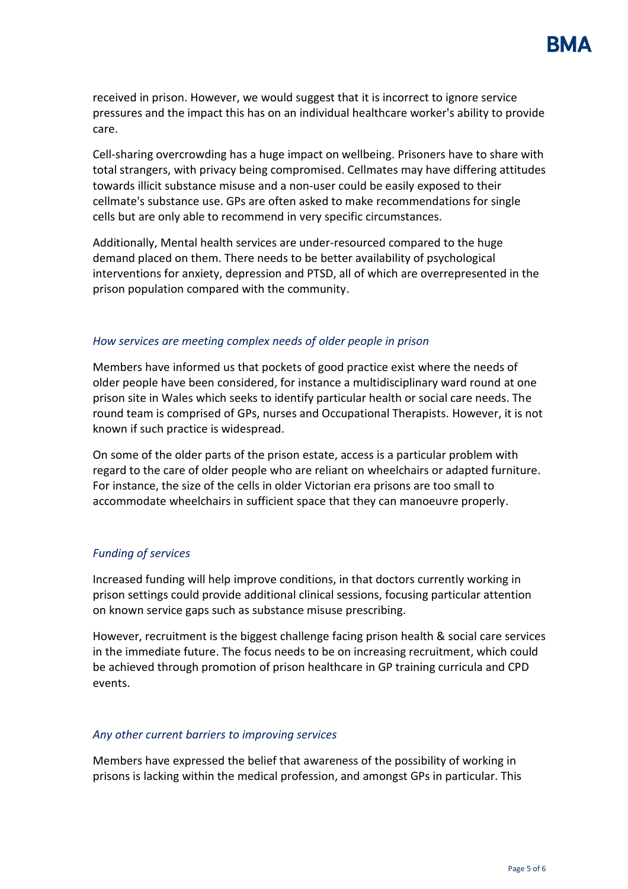received in prison. However, we would suggest that it is incorrect to ignore service pressures and the impact this has on an individual healthcare worker's ability to provide care.

Cell-sharing overcrowding has a huge impact on wellbeing. Prisoners have to share with total strangers, with privacy being compromised. Cellmates may have differing attitudes towards illicit substance misuse and a non-user could be easily exposed to their cellmate's substance use. GPs are often asked to make recommendations for single cells but are only able to recommend in very specific circumstances.

Additionally, Mental health services are under-resourced compared to the huge demand placed on them. There needs to be better availability of psychological interventions for anxiety, depression and PTSD, all of which are overrepresented in the prison population compared with the community.

### *How services are meeting complex needs of older people in prison*

Members have informed us that pockets of good practice exist where the needs of older people have been considered, for instance a multidisciplinary ward round at one prison site in Wales which seeks to identify particular health or social care needs. The round team is comprised of GPs, nurses and Occupational Therapists. However, it is not known if such practice is widespread.

On some of the older parts of the prison estate, access is a particular problem with regard to the care of older people who are reliant on wheelchairs or adapted furniture. For instance, the size of the cells in older Victorian era prisons are too small to accommodate wheelchairs in sufficient space that they can manoeuvre properly.

### *Funding of services*

Increased funding will help improve conditions, in that doctors currently working in prison settings could provide additional clinical sessions, focusing particular attention on known service gaps such as substance misuse prescribing.

However, recruitment is the biggest challenge facing prison health & social care services in the immediate future. The focus needs to be on increasing recruitment, which could be achieved through promotion of prison healthcare in GP training curricula and CPD events.

### *Any other current barriers to improving services*

Members have expressed the belief that awareness of the possibility of working in prisons is lacking within the medical profession, and amongst GPs in particular. This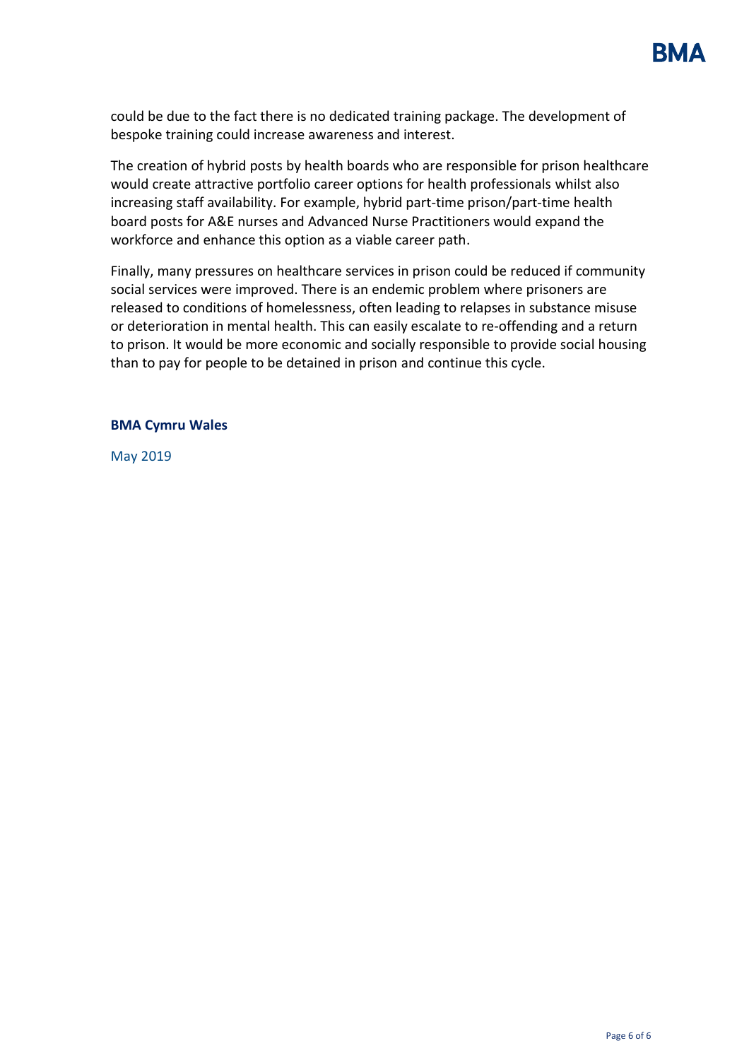could be due to the fact there is no dedicated training package. The development of bespoke training could increase awareness and interest.

The creation of hybrid posts by health boards who are responsible for prison healthcare would create attractive portfolio career options for health professionals whilst also increasing staff availability. For example, hybrid part-time prison/part-time health board posts for A&E nurses and Advanced Nurse Practitioners would expand the workforce and enhance this option as a viable career path.

Finally, many pressures on healthcare services in prison could be reduced if community social services were improved. There is an endemic problem where prisoners are released to conditions of homelessness, often leading to relapses in substance misuse or deterioration in mental health. This can easily escalate to re-offending and a return to prison. It would be more economic and socially responsible to provide social housing than to pay for people to be detained in prison and continue this cycle.

**BMA Cymru Wales**

May 2019